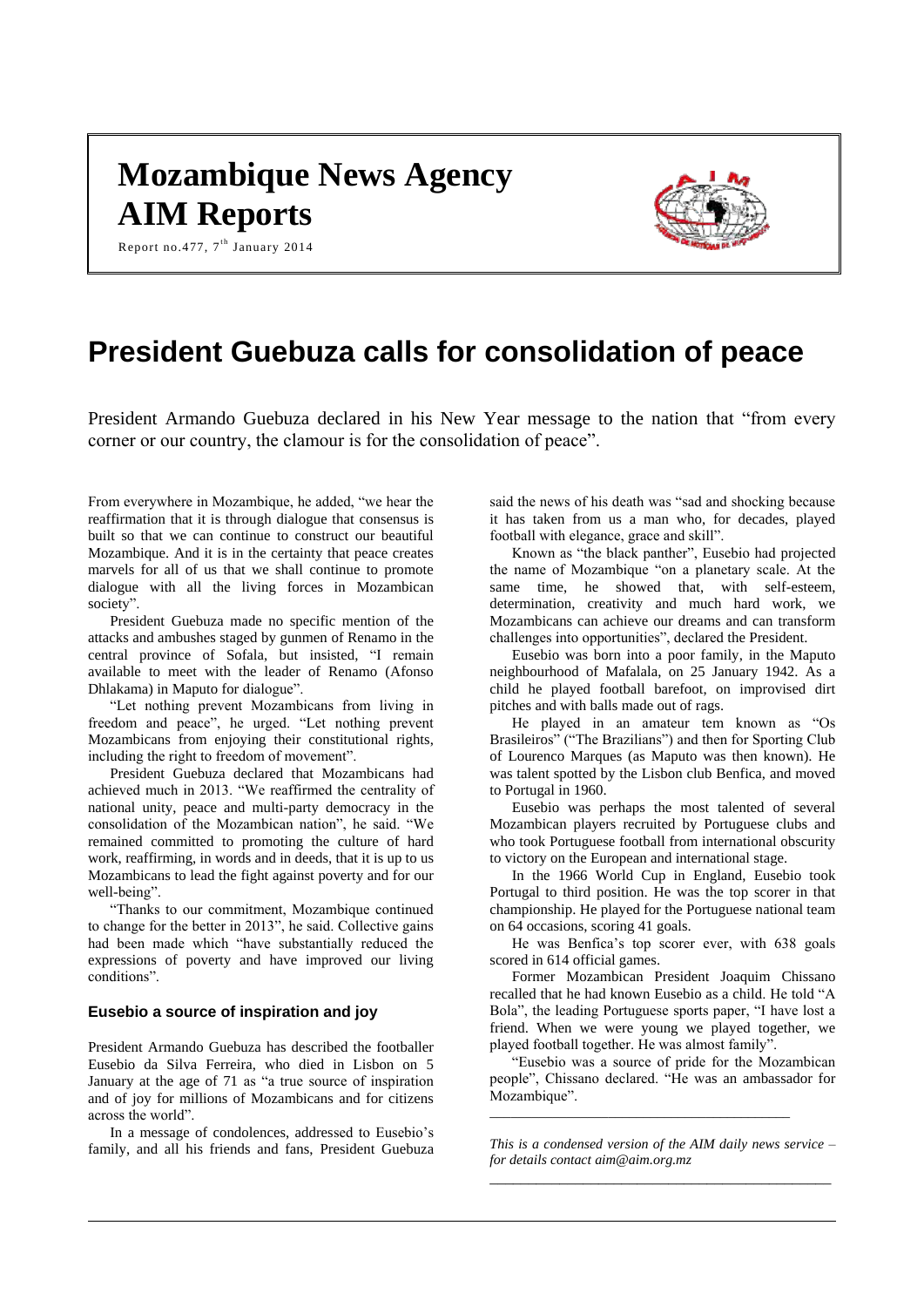# Mozambique News Agency AIM Reports

Report no.477, 7th January 2014

# President Guebuza calls for consolidation of peace

President Armando Guebuza declared in his New Year message to the nation that "from every corner or our country, the clamour is for the consolidation of peace".

From everywhere in Mozambique, he added, "we hear the reaffirmation that it is through dialogue that consensus is built so that we can continue to construct our beautiful Mozambique. And it is in the certainty that peace creates marvels for all of us that we shall continue to promote dialogue with all the living forces in Mozambican society".

President Guebuza made no specific mention of the attacks and ambushes staged by gunmen of Renamo in the central province of Sofala, but insisted, "I remain available to meet with the leader of Renamo (Afonso Dhlakama) in Maputo for dialogue".

"Let nothing prevent Mozambicans from living in freedom and peace", he urged. "Let nothing prevent Mozambicans from enjoying their constitutional rights, including the right to freedom of movement".

President Guebuza declared that Mozambicans had achieved much in 2013. "We reaffirmed the centrality of national unity, peace and multi-party democracy in the consolidation of the Mozambican nation", he said. "We remained committed to promoting the culture of hard work, reaffirming, in words and in deeds, that it is up to us Mozambicans to lead the fight against poverty and for our well-being".

"Thanks to our commitment, Mozambique continued to change for the better in 2013", he said. Collective gains had been made which "have substantially reduced the expressions of poverty and have improved our living conditions".

### Eusebio a source of inspiration and joy

President Armando Guebuza has described the footballer Eusebio da Silva Ferreira, who died in Lisbon on 5 January at the age of 71 as "a true source of inspiration and of joy for millions of Mozambicans and for citizens across the world".

In a message of condolences, addressed to Eusebio's family, and all his friends and fans, President Guebuza said the news of his death was "sad and shocking because it has taken from us a man who, for decades, played football with elegance, grace and skill".

Known as "the black panther", Eusebio had projected the name of Mozambique "on a planetary scale. At the same time, he showed that, with self-esteem, determination, creativity and much hard work, we Mozambicans can achieve our dreams and can transform challenges into opportunities", declared the President.

Eusebio was born into a poor family, in the Maputo neighbourhood of Mafalala, on 25 January 1942. As a child he played football barefoot, on improvised dirt pitches and with balls made out of rags.

He played in an amateur tem known as "Os Brasileiros" ("The Brazilians") and then for Sporting Club of Lourenco Marques (as Maputo was then known). He was talent spotted by the Lisbon club Benfica, and moved to Portugal in 1960.

Eusebio was perhaps the most talented of several Mozambican players recruited by Portuguese clubs and who took Portuguese football from international obscurity to victory on the European and international stage.

In the 1966 World Cup in England, Eusebio took Portugal to third position. He was the top scorer in that championship. He played for the Portuguese national team on 64 occasions, scoring 41 goals.

He was Benfica's top scorer ever, with 638 goals scored in 614 official games.

Former Mozambican President Joaquim Chissano recalled that he had known Eusebio as a child. He told "A Bola", the leading Portuguese sports paper, "I have lost a friend. When we were young we played together, we played football together. He was almost family".

"Eusebio was a source of pride for the Mozambican people", Chissano declared. "He was an ambassador for Mozambique".

---

*This is a condensed version of the AIM daily news service – for details contact aim@aim.org.mz*

---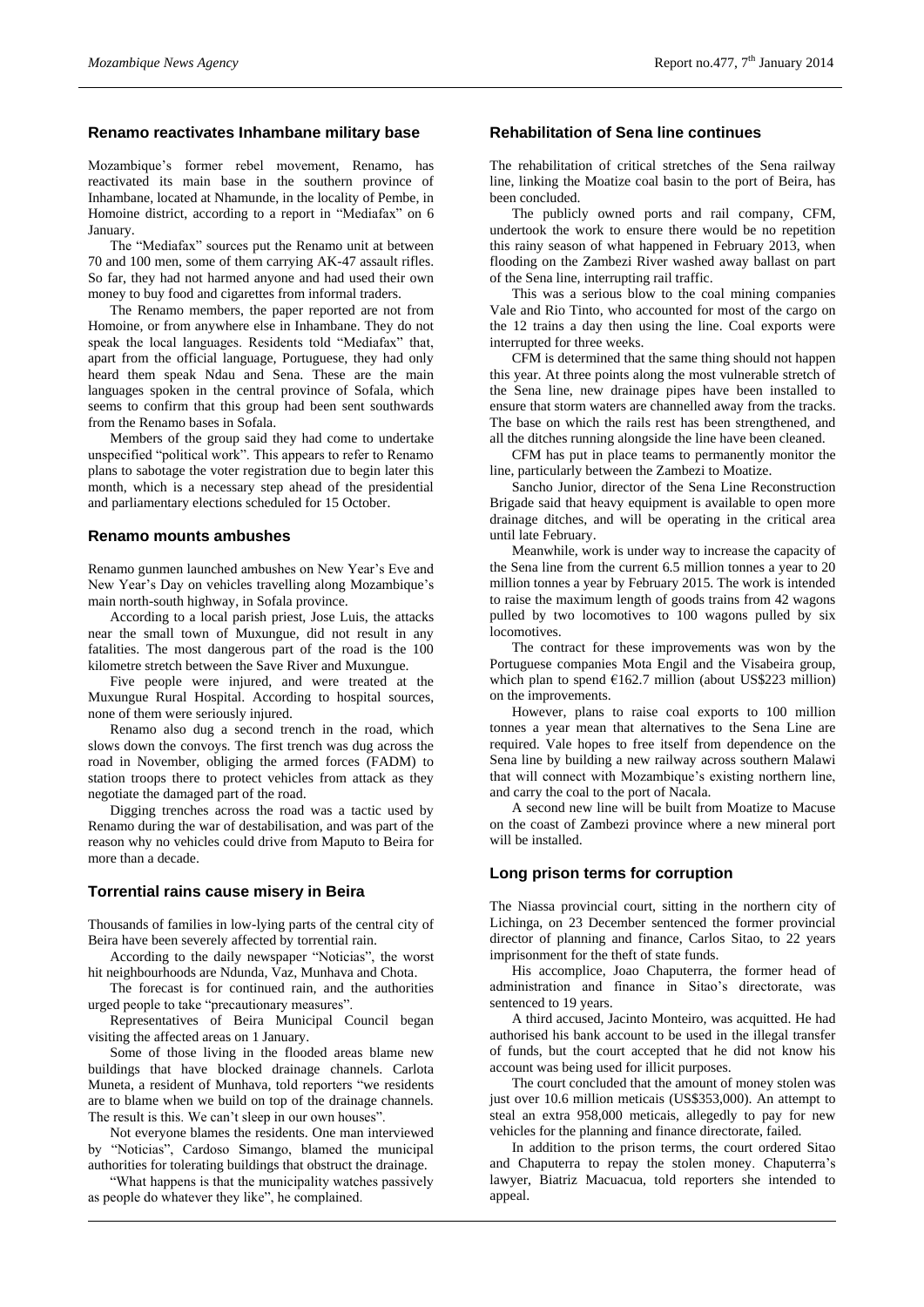## Renamo reactivates Inhambane military base

Mozambique's former rebel movement, Renamo, has reactivated its main base in the southern province of Inhambane, located at Nhamunde, in the locality of Pembe, in Homoine district, according to a report in "Mediafax" on 6 January.

The "Mediafax" sources put the Renamo unit at between 70 and 100 men, some of them carrying AK-47 assault rifles. So far, they had not harmed anyone and had used their own money to buy food and cigarettes from informal traders.

The Renamo members, the paper reported are not from Homoine, or from anywhere else in Inhambane. They do not speak the local languages. Residents told "Mediafax" that, apart from the official language, Portuguese, they had only heard them speak Ndau and Sena. These are the main languages spoken in the central province of Sofala, which seems to confirm that this group had been sent southwards from the Renamo bases in Sofala.

Members of the group said they had come to undertake unspecified "political work". This appears to refer to Renamo plans to sabotage the voter registration due to begin later this month, which is a necessary step ahead of the presidential and parliamentary elections scheduled for 15 October.

## Renamo mounts ambushes

Renamo gunmen launched ambushes on New Year's Eve and New Year's Day on vehicles travelling along Mozambique's main north-south highway, in Sofala province.

According to a local parish priest, Jose Luis, the attacks near the small town of Muxungue, did not result in any fatalities. The most dangerous part of the road is the 100 kilometre stretch between the Save River and Muxungue.

Five people were injured, and were treated at the Muxungue Rural Hospital. According to hospital sources, none of them were seriously injured.

Renamo also dug a second trench in the road, which slows down the convoys. The first trench was dug across the road in November, obliging the armed forces (FADM) to station troops there to protect vehicles from attack as they negotiate the damaged part of the road.

Digging trenches across the road was a tactic used by Renamo during the war of destabilisation, and was part of the reason why no vehicles could drive from Maputo to Beira for more than a decade.

## Torrential rains cause misery in Beira

Thousands of families in low-lying parts of the central city of Beira have been severely affected by torrential rain.

According to the daily newspaper "Noticias", the worst hit neighbourhoods are Ndunda, Vaz, Munhava and Chota.

The forecast is for continued rain, and the authorities urged people to take "precautionary measures".

Representatives of Beira Municipal Council began visiting the affected areas on 1 January.

Some of those living in the flooded areas blame new buildings that have blocked drainage channels. Carlota Muneta, a resident of Munhava, told reporters "we residents are to blame when we build on top of the drainage channels. The result is this. We can't sleep in our own houses".

Not everyone blames the residents. One man interviewed by "Noticias", Cardoso Simango, blamed the municipal authorities for tolerating buildings that obstruct the drainage.

"What happens is that the municipality watches passively as people do whatever they like", he complained.

## Rehabilitation of Sena line continues

The rehabilitation of critical stretches of the Sena railway line, linking the Moatize coal basin to the port of Beira, has been concluded.

The publicly owned ports and rail company, CFM, undertook the work to ensure there would be no repetition this rainy season of what happened in February 2013, when flooding on the Zambezi River washed away ballast on part of the Sena line, interrupting rail traffic.

This was a serious blow to the coal mining companies Vale and Rio Tinto, who accounted for most of the cargo on the 12 trains a day then using the line. Coal exports were interrupted for three weeks.

CFM is determined that the same thing should not happen this year. At three points along the most vulnerable stretch of the Sena line, new drainage pipes have been installed to ensure that storm waters are channelled away from the tracks. The base on which the rails rest has been strengthened, and all the ditches running alongside the line have been cleaned.

CFM has put in place teams to permanently monitor the line, particularly between the Zambezi to Moatize.

Sancho Junior, director of the Sena Line Reconstruction Brigade said that heavy equipment is available to open more drainage ditches, and will be operating in the critical area until late February.

Meanwhile, work is under way to increase the capacity of the Sena line from the current 6.5 million tonnes a year to 20 million tonnes a year by February 2015. The work is intended to raise the maximum length of goods trains from 42 wagons pulled by two locomotives to 100 wagons pulled by six locomotives.

The contract for these improvements was won by the Portuguese companies Mota Engil and the Visabeira group, which plan to spend €162.7 million (about US$223 million) on the improvements.

However, plans to raise coal exports to 100 million tonnes a year mean that alternatives to the Sena Line are required. Vale hopes to free itself from dependence on the Sena line by building a new railway across southern Malawi that will connect with Mozambique's existing northern line, and carry the coal to the port of Nacala.

A second new line will be built from Moatize to Macuse on the coast of Zambezi province where a new mineral port will be installed.

## Long prison terms for corruption

The Niassa provincial court, sitting in the northern city of Lichinga, on 23 December sentenced the former provincial director of planning and finance, Carlos Sitao, to 22 years imprisonment for the theft of state funds.

His accomplice, Joao Chaputerra, the former head of administration and finance in Sitao's directorate, was sentenced to 19 years.

A third accused, Jacinto Monteiro, was acquitted. He had authorised his bank account to be used in the illegal transfer of funds, but the court accepted that he did not know his account was being used for illicit purposes.

The court concluded that the amount of money stolen was just over 10.6 million meticais (US$353,000). An attempt to steal an extra 958,000 meticais, allegedly to pay for new vehicles for the planning and finance directorate, failed.

In addition to the prison terms, the court ordered Sitao and Chaputerra to repay the stolen money. Chaputerra's lawyer, Biatriz Macuacua, told reporters she intended to appeal.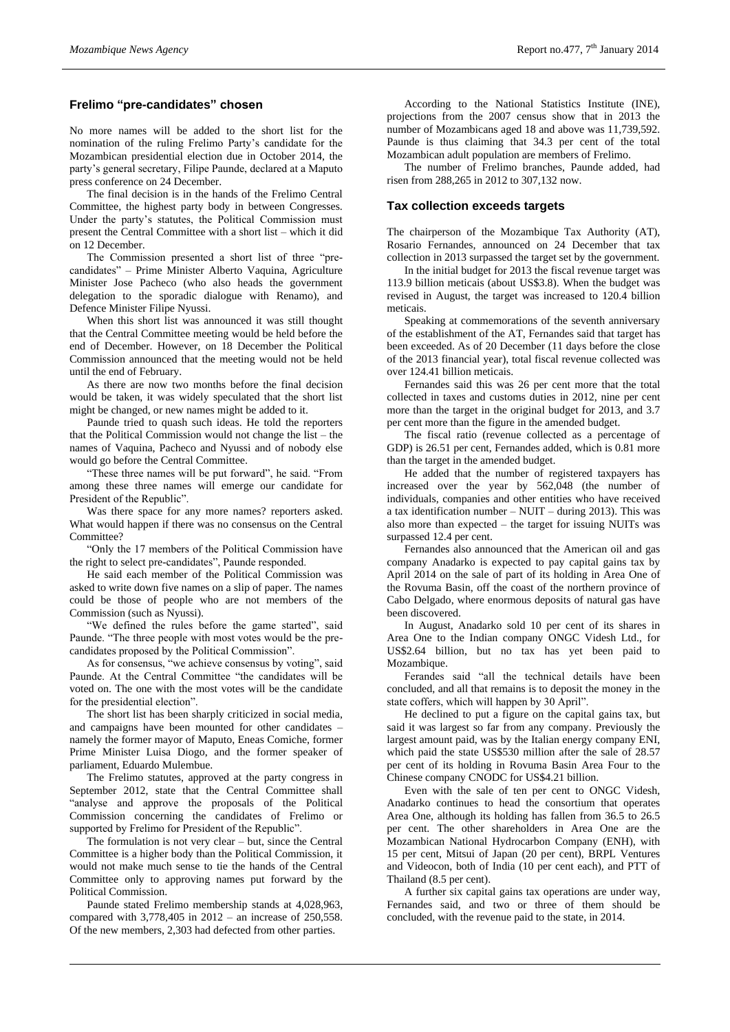## Frelimo "pre-candidates" chosen

No more names will be added to the short list for the nomination of the ruling Frelimo Party's candidate for the Mozambican presidential election due in October 2014, the party's general secretary, Filipe Paunde, declared at a Maputo press conference on 24 December.

The final decision is in the hands of the Frelimo Central Committee, the highest party body in between Congresses. Under the party's statutes, the Political Commission must present the Central Committee with a short list – which it did on 12 December.

The Commission presented a short list of three "pre-candidates" – Prime Minister Alberto Vaquina, Agriculture Minister Jose Pacheco (who also heads the government delegation to the sporadic dialogue with Renamo), and Defence Minister Filipe Nyussi.

When this short list was announced it was still thought that the Central Committee meeting would be held before the end of December. However, on 18 December the Political Commission announced that the meeting would not be held until the end of February.

As there are now two months before the final decision would be taken, it was widely speculated that the short list might be changed, or new names might be added to it.

Paunde tried to quash such ideas. He told the reporters that the Political Commission would not change the list – the names of Vaquina, Pacheco and Nyussi and of nobody else would go before the Central Committee.

"These three names will be put forward", he said. "From among these three names will emerge our candidate for President of the Republic".

Was there space for any more names? reporters asked. What would happen if there was no consensus on the Central Committee?

"Only the 17 members of the Political Commission have the right to select pre-candidates", Paunde responded.

He said each member of the Political Commission was asked to write down five names on a slip of paper. The names could be those of people who are not members of the Commission (such as Nyussi).

"We defined the rules before the game started", said Paunde. "The three people with most votes would be the pre-candidates proposed by the Political Commission".

As for consensus, "we achieve consensus by voting", said Paunde. At the Central Committee "the candidates will be voted on. The one with the most votes will be the candidate for the presidential election".

The short list has been sharply criticized in social media, and campaigns have been mounted for other candidates – namely the former mayor of Maputo, Eneas Comiche, former Prime Minister Luisa Diogo, and the former speaker of parliament, Eduardo Mulembue.

The Frelimo statutes, approved at the party congress in September 2012, state that the Central Committee shall "analyse and approve the proposals of the Political Commission concerning the candidates of Frelimo or supported by Frelimo for President of the Republic".

The formulation is not very clear – but, since the Central Committee is a higher body than the Political Commission, it would not make much sense to tie the hands of the Central Committee only to approving names put forward by the Political Commission.

Paunde stated Frelimo membership stands at 4,028,963, compared with 3,778,405 in 2012 – an increase of 250,558. Of the new members, 2,303 had defected from other parties.

According to the National Statistics Institute (INE), projections from the 2007 census show that in 2013 the number of Mozambicans aged 18 and above was 11,739,592. Paunde is thus claiming that 34.3 per cent of the total Mozambican adult population are members of Frelimo.

The number of Frelimo branches, Paunde added, had risen from 288,265 in 2012 to 307,132 now.

## Tax collection exceeds targets

The chairperson of the Mozambique Tax Authority (AT), Rosario Fernandes, announced on 24 December that tax collection in 2013 surpassed the target set by the government.

In the initial budget for 2013 the fiscal revenue target was 113.9 billion meticais (about US$3.8). When the budget was revised in August, the target was increased to 120.4 billion meticais.

Speaking at commemorations of the seventh anniversary of the establishment of the AT, Fernandes said that target has been exceeded. As of 20 December (11 days before the close of the 2013 financial year), total fiscal revenue collected was over 124.41 billion meticais.

Fernandes said this was 26 per cent more that the total collected in taxes and customs duties in 2012, nine per cent more than the target in the original budget for 2013, and 3.7 per cent more than the figure in the amended budget.

The fiscal ratio (revenue collected as a percentage of GDP) is 26.51 per cent, Fernandes added, which is 0.81 more than the target in the amended budget.

He added that the number of registered taxpayers has increased over the year by 562,048 (the number of individuals, companies and other entities who have received a tax identification number – NUIT – during 2013). This was also more than expected – the target for issuing NUITs was surpassed 12.4 per cent.

Fernandes also announced that the American oil and gas company Anadarko is expected to pay capital gains tax by April 2014 on the sale of part of its holding in Area One of the Rovuma Basin, off the coast of the northern province of Cabo Delgado, where enormous deposits of natural gas have been discovered.

In August, Anadarko sold 10 per cent of its shares in Area One to the Indian company ONGC Videsh Ltd., for US$2.64 billion, but no tax has yet been paid to Mozambique.

Ferandes said "all the technical details have been concluded, and all that remains is to deposit the money in the state coffers, which will happen by 30 April".

He declined to put a figure on the capital gains tax, but said it was largest so far from any company. Previously the largest amount paid, was by the Italian energy company ENI, which paid the state US$530 million after the sale of 28.57 per cent of its holding in Rovuma Basin Area Four to the Chinese company CNODC for US$4.21 billion.

Even with the sale of ten per cent to ONGC Videsh, Anadarko continues to head the consortium that operates Area One, although its holding has fallen from 36.5 to 26.5 per cent. The other shareholders in Area One are the Mozambican National Hydrocarbon Company (ENH), with 15 per cent, Mitsui of Japan (20 per cent), BRPL Ventures and Videocon, both of India (10 per cent each), and PTT of Thailand (8.5 per cent).

A further six capital gains tax operations are under way, Fernandes said, and two or three of them should be concluded, with the revenue paid to the state, in 2014.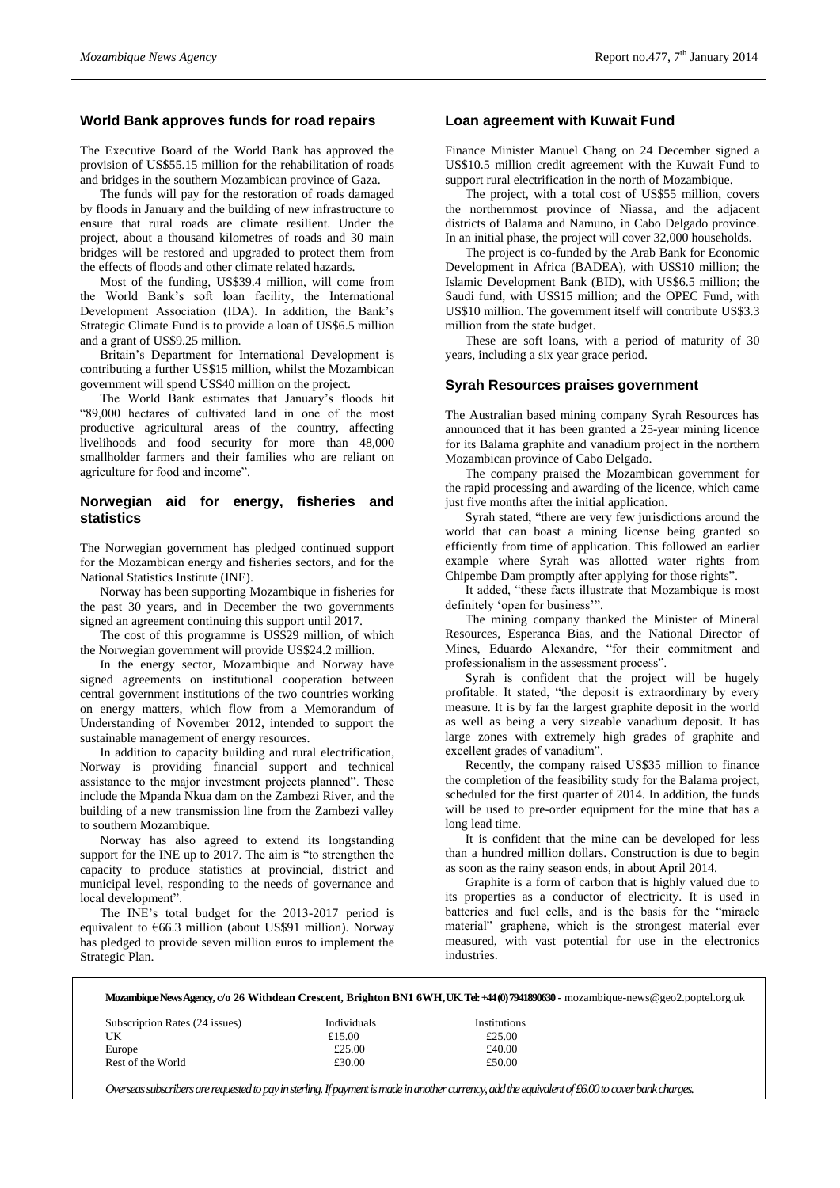## World Bank approves funds for road repairs

The Executive Board of the World Bank has approved the provision of US$55.15 million for the rehabilitation of roads and bridges in the southern Mozambican province of Gaza.

The funds will pay for the restoration of roads damaged by floods in January and the building of new infrastructure to ensure that rural roads are climate resilient. Under the project, about a thousand kilometres of roads and 30 main bridges will be restored and upgraded to protect them from the effects of floods and other climate related hazards.

Most of the funding, US$39.4 million, will come from the World Bank's soft loan facility, the International Development Association (IDA). In addition, the Bank's Strategic Climate Fund is to provide a loan of US$6.5 million and a grant of US$9.25 million.

Britain's Department for International Development is contributing a further US$15 million, whilst the Mozambican government will spend US$40 million on the project.

The World Bank estimates that January's floods hit "89,000 hectares of cultivated land in one of the most productive agricultural areas of the country, affecting livelihoods and food security for more than 48,000 smallholder farmers and their families who are reliant on agriculture for food and income".

## Norwegian aid for energy, fisheries and statistics

The Norwegian government has pledged continued support for the Mozambican energy and fisheries sectors, and for the National Statistics Institute (INE).

Norway has been supporting Mozambique in fisheries for the past 30 years, and in December the two governments signed an agreement continuing this support until 2017.

The cost of this programme is US$29 million, of which the Norwegian government will provide US$24.2 million.

In the energy sector, Mozambique and Norway have signed agreements on institutional cooperation between central government institutions of the two countries working on energy matters, which flow from a Memorandum of Understanding of November 2012, intended to support the sustainable management of energy resources.

In addition to capacity building and rural electrification, Norway is providing financial support and technical assistance to the major investment projects planned". These include the Mpanda Nkua dam on the Zambezi River, and the building of a new transmission line from the Zambezi valley to southern Mozambique.

Norway has also agreed to extend its longstanding support for the INE up to 2017. The aim is "to strengthen the capacity to produce statistics at provincial, district and municipal level, responding to the needs of governance and local development".

The INE's total budget for the 2013-2017 period is equivalent to €66.3 million (about US$91 million). Norway has pledged to provide seven million euros to implement the Strategic Plan.

## Loan agreement with Kuwait Fund

Finance Minister Manuel Chang on 24 December signed a US$10.5 million credit agreement with the Kuwait Fund to support rural electrification in the north of Mozambique.

The project, with a total cost of US$55 million, covers the northernmost province of Niassa, and the adjacent districts of Balama and Namuno, in Cabo Delgado province. In an initial phase, the project will cover 32,000 households.

The project is co-funded by the Arab Bank for Economic Development in Africa (BADEA), with US$10 million; the Islamic Development Bank (BID), with US$6.5 million; the Saudi fund, with US$15 million; and the OPEC Fund, with US$10 million. The government itself will contribute US$3.3 million from the state budget.

These are soft loans, with a period of maturity of 30 years, including a six year grace period.

## Syrah Resources praises government

The Australian based mining company Syrah Resources has announced that it has been granted a 25-year mining licence for its Balama graphite and vanadium project in the northern Mozambican province of Cabo Delgado.

The company praised the Mozambican government for the rapid processing and awarding of the licence, which came just five months after the initial application.

Syrah stated, "there are very few jurisdictions around the world that can boast a mining license being granted so efficiently from time of application. This followed an earlier example where Syrah was allotted water rights from Chipembe Dam promptly after applying for those rights".

It added, "these facts illustrate that Mozambique is most definitely 'open for business'".

The mining company thanked the Minister of Mineral Resources, Esperanca Bias, and the National Director of Mines, Eduardo Alexandre, "for their commitment and professionalism in the assessment process".

Syrah is confident that the project will be hugely profitable. It stated, "the deposit is extraordinary by every measure. It is by far the largest graphite deposit in the world as well as being a very sizeable vanadium deposit. It has large zones with extremely high grades of graphite and excellent grades of vanadium".

Recently, the company raised US$35 million to finance the completion of the feasibility study for the Balama project, scheduled for the first quarter of 2014. In addition, the funds will be used to pre-order equipment for the mine that has a long lead time.

It is confident that the mine can be developed for less than a hundred million dollars. Construction is due to begin as soon as the rainy season ends, in about April 2014.

Graphite is a form of carbon that is highly valued due to its properties as a conductor of electricity. It is used in batteries and fuel cells, and is the basis for the "miracle material" graphene, which is the strongest material ever measured, with vast potential for use in the electronics industries.

---

**Mozambique News Agency, c/o 26 Withdean Crescent, Brighton BN1 6WH, UK. Tel: +44 (0) 7941890630** - mozambique-news@geo2.poptel.org.uk

| Subscription Rates (24 issues) | Individuals | Institutions |
| --- | --- | --- |
| UK | £15.00 | £25.00 |
| Europe | £25.00 | £40.00 |
| Rest of the World | £30.00 | £50.00 |

*Overseas subscribers are requested to pay in sterling. If payment is made in another currency, add the equivalent of £6.00 to cover bank charges.*